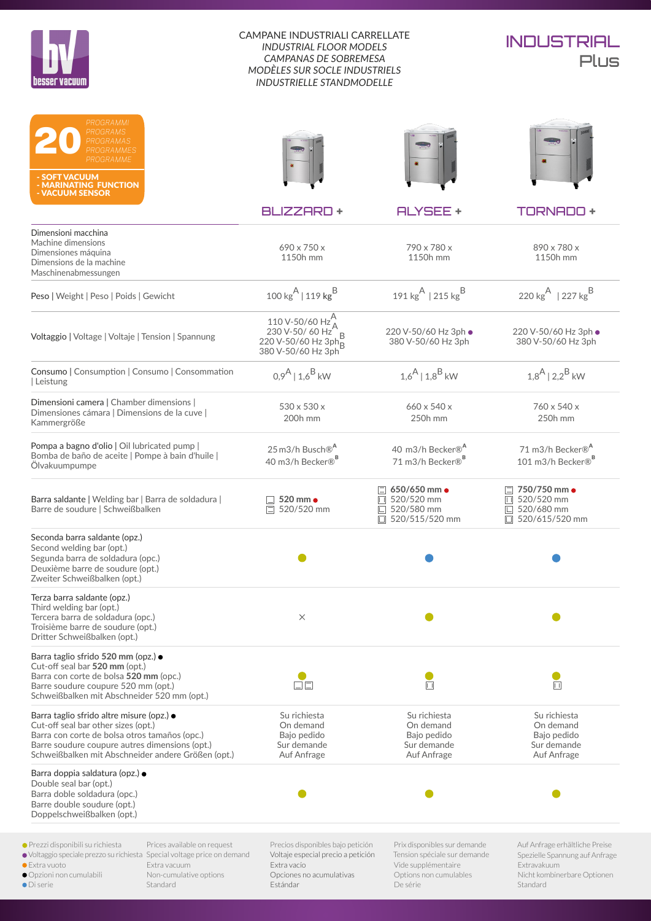besser vacuum

# CAMPANE INDUSTRIALI CARRELLATE
*INDUSTRIAL FLOOR MODELS*
*CAMPANAS DE SOBREMESA*
*MODÈLES SUR SOCLE INDUSTRIELS*
*INDUSTRIELLE STANDMODELLE*

**INDUSTRIAL Plus**

**20** *PROGRAMMI / PROGRAMS / PROGRAMAS / PROGRAMMES / PROGRAMME*

- **SOFT VACUUM**
- **MARINATING FUNCTION**
- **VACUUM SENSOR**

| | BLIZZARD + | ALYSEE + | TORNADO + |
|---|---|---|---|
| Dimensioni macchina<br>Machine dimensions<br>Dimensiones máquina<br>Dimensions de la machine<br>Maschinenabmessungen | 690 x 750 x 1150h mm | 790 x 780 x 1150h mm | 890 x 780 x 1150h mm |
| Peso \| Weight \| Peso \| Poids \| Gewicht | 100 kg[A] \| 119 kg[B] | 191 kg[A] \| 215 kg[B] | 220 kg[A] \| 227 kg[B] |
| Voltaggio \| Voltage \| Voltaje \| Tension \| Spannung | 110 V-50/60 Hz[A]<br>230 V-50/ 60 Hz[A]<br>220 V-50/60 Hz 3ph[B]<br>380 V-50/60 Hz 3ph[B] | 220 V-50/60 Hz 3ph ●<br>380 V-50/60 Hz 3ph | 220 V-50/60 Hz 3ph ●<br>380 V-50/60 Hz 3ph |
| Consumo \| Consumption \| Consumo \| Consommation \| Leistung | 0,9[A] \| 1,6[B] kW | 1,6[A] \| 1,8[B] kW | 1,8[A] \| 2,2[B] kW |
| Dimensioni camera \| Chamber dimensions \| Dimensiones cámara \| Dimensions de la cuve \| Kammergröße | 530 x 530 x 200h mm | 660 x 540 x 250h mm | 760 x 540 x 250h mm |
| Pompa a bagno d'olio \| Oil lubricated pump \| Bomba de baño de aceite \| Pompe à bain d'huile \| Ölvakuumpumpe | 25 m3/h Busch®[A]<br>40 m3/h Becker®[B] | 40 m3/h Becker®[A]<br>71 m3/h Becker®[B] | 71 m3/h Becker®[A]<br>101 m3/h Becker®[B] |
| Barra saldante \| Welding bar \| Barra de soldadura \| Barre de soudure \| Schweißbalken | **520 mm** ●<br>520/520 mm | **650/650 mm** ●<br>520/520 mm<br>520/580 mm<br>520/515/520 mm | **750/750 mm** ●<br>520/520 mm<br>520/680 mm<br>520/615/520 mm |
| Seconda barra saldante (opz.)<br>Second welding bar (opt.)<br>Segunda barra de soldadura (opc.)<br>Deuxième barre de soudure (opt.)<br>Zweiter Schweißbalken (opt.) | ● | ● | ● |
| Terza barra saldante (opz.)<br>Third welding bar (opt.)<br>Tercera barra de soldadura (opc.)<br>Troisième barre de soudure (opt.)<br>Dritter Schweißbalken (opt.) | × | ● | ● |
| Barra taglio sfrido **520 mm** (opz.) ●<br>Cut-off seal bar **520 mm** (opt.)<br>Barra con corte de bolsa **520 mm** (opc.)<br>Barre soudure coupure 520 mm (opt.)<br>Schweißbalken mit Abschneider 520 mm (opt.) | ● | ● | ● |
| Barra taglio sfrido altre misure (opz.) ●<br>Cut-off seal bar other sizes (opt.)<br>Barra con corte de bolsa otros tamaños (opc.)<br>Barre soudure coupure autres dimensions (opt.)<br>Schweißbalken mit Abschneider andere Größen (opt.) | Su richiesta<br>On demand<br>Bajo pedido<br>Sur demande<br>Auf Anfrage | Su richiesta<br>On demand<br>Bajo pedido<br>Sur demande<br>Auf Anfrage | Su richiesta<br>On demand<br>Bajo pedido<br>Sur demande<br>Auf Anfrage |
| Barra doppia saldatura (opz.) ●<br>Double seal bar (opt.)<br>Barra doble soldadura (opc.)<br>Barre double soudure (opt.)<br>Doppelschweißbalken (opt.) | ● | ● | ● |

| | | | | |
|---|---|---|---|---|
| ● Prezzi disponibili su richiesta | Prices available on request | Precios disponibles bajo petición | Prix disponibles sur demande | Auf Anfrage erhältliche Preise |
| ● Voltaggio speciale prezzo su richiesta | Special voltage price on demand | Voltaje especial precio a petición | Tension spéciale sur demande | Spezielle Spannung auf Anfrage |
| ● Extra vuoto | Extra vacuum | Extra vacío | Vide supplémentaire | Extravakuum |
| ● Opzioni non cumulabili | Non-cumulative options | Opciones no acumulativas | Options non cumulables | Nicht kombinerbare Optionen |
| ● Di serie | Standard | Estándar | De série | Standard |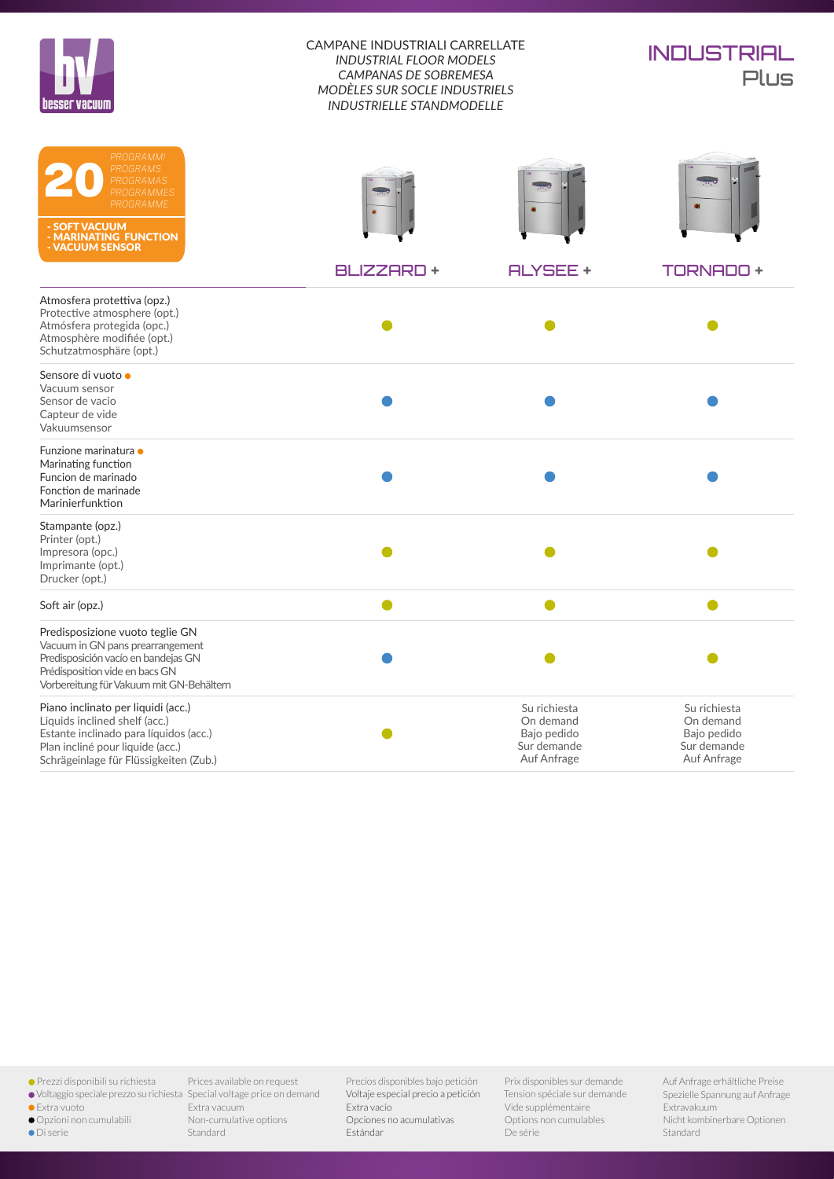CAMPANE INDUSTRIALI CARRELLATE
*INDUSTRIAL FLOOR MODELS*
*CAMPANAS DE SOBREMESA*
*MODÈLES SUR SOCLE INDUSTRIELS*
*INDUSTRIELLE STANDMODELLE*

# INDUSTRIAL Plus

**20** *PROGRAMMI / PROGRAMS / PROGRAMAS / PROGRAMMES / PROGRAMME*

- **SOFT VACUUM**
- **MARINATING FUNCTION**
- **VACUUM SENSOR**

| | BLIZZARD + | ALYSEE + | TORNADO + |
|---|---|---|---|
| Atmosfera protettiva (opz.)<br>Protective atmosphere (opt.)<br>Atmósfera protegida (opc.)<br>Atmosphère modifiée (opt.)<br>Schutzatmosphäre (opt.) | ● (green) | ● (green) | ● (green) |
| Sensore di vuoto ● (orange)<br>Vacuum sensor<br>Sensor de vacio<br>Capteur de vide<br>Vakuumsensor | ● (blue) | ● (blue) | ● (blue) |
| Funzione marinatura ● (orange)<br>Marinating function<br>Funcion de marinado<br>Fonction de marinade<br>Marinierfunktion | ● (blue) | ● (blue) | ● (blue) |
| Stampante (opz.)<br>Printer (opt.)<br>Impresora (opc.)<br>Imprimante (opt.)<br>Drucker (opt.) | ● (green) | ● (green) | ● (green) |
| Soft air (opz.) | ● (green) | ● (green) | ● (green) |
| Predisposizione vuoto teglie GN<br>Vacuum in GN pans prearrangement<br>Predisposición vacío en bandejas GN<br>Prédisposition vide en bacs GN<br>Vorbereitung für Vakuum mit GN-Behältern | ● (blue) | ● (green) | ● (green) |
| Piano inclinato per liquidi (acc.)<br>Liquids inclined shelf (acc.)<br>Estante inclinado para líquidos (acc.)<br>Plan incliné pour liquide (acc.)<br>Schrägeinlage für Flüssigkeiten (Zub.) | ● (green) | Su richiesta<br>On demand<br>Bajo pedido<br>Sur demande<br>Auf Anfrage | Su richiesta<br>On demand<br>Bajo pedido<br>Sur demande<br>Auf Anfrage |

| | | | | |
|---|---|---|---|---|
| ● (green) Prezzi disponibili su richiesta | Prices available on request | Precios disponibles bajo petición | Prix disponibles sur demande | Auf Anfrage erhältliche Preise |
| ● (purple) Voltaggio speciale prezzo su richiesta | Special voltage price on demand | Voltaje especial precio a petición | Tension spéciale sur demande | Spezielle Spannung auf Anfrage |
| ● (orange) Extra vuoto | Extra vacuum | Extra vacío | Vide supplémentaire | Extravakuum |
| ● (black) Opzioni non cumulabili | Non-cumulative options | Opciones no acumulativas | Options non cumulables | Nicht kombinerbare Optionen |
| ● (blue) Di serie | Standard | Estándar | De série | Standard |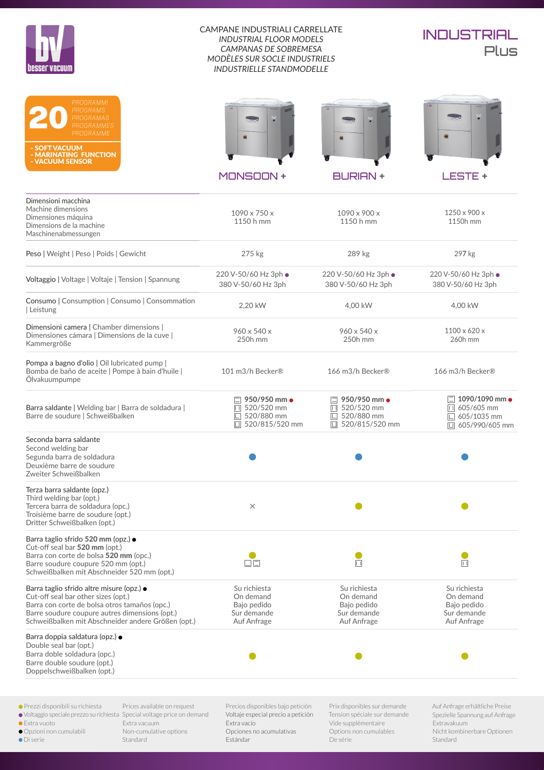CAMPANE INDUSTRIALI CARRELLATE
*INDUSTRIAL FLOOR MODELS*
*CAMPANAS DE SOBREMESA*
*MODÈLES SUR SOCLE INDUSTRIELS*
*INDUSTRIELLE STANDMODELLE*

# INDUSTRIAL Plus

**20** *PROGRAMMI / PROGRAMS / PROGRAMAS / PROGRAMMES / PROGRAMME*

- SOFT VACUUM
- MARINATING FUNCTION
- VACUUM SENSOR

| | MONSOON + | BURIAN + | LESTE + |
|---|---|---|---|
| Dimensioni macchina<br>Machine dimensions<br>Dimensiones máquina<br>Dimensions de la machine<br>Maschinenabmessungen | 1090 x 750 x 1150 h mm | 1090 x 900 x 1150 h mm | 1250 x 900 x 1150h mm |
| Peso \| Weight \| Peso \| Poids \| Gewicht | 275 kg | 289 kg | 297 kg |
| Voltaggio \| Voltage \| Voltaje \| Tension \| Spannung | 220 V-50/60 Hz 3ph ●<br>380 V-50/60 Hz 3ph | 220 V-50/60 Hz 3ph ●<br>380 V-50/60 Hz 3ph | 220 V-50/60 Hz 3ph ●<br>380 V-50/60 Hz 3ph |
| Consumo \| Consumption \| Consumo \| Consommation \| Leistung | 2,20 kW | 4,00 kW | 4,00 kW |
| Dimensioni camera \| Chamber dimensions \| Dimensiones cámara \| Dimensions de la cuve \| Kammergröße | 960 x 540 x 250h mm | 960 x 540 x 250h mm | 1100 x 620 x 260h mm |
| Pompa a bagno d'olio \| Oil lubricated pump \| Bomba de baño de aceite \| Pompe à bain d'huile \| Ölvakuumpumpe | 101 m3/h Becker® | 166 m3/h Becker® | 166 m3/h Becker® |
| Barra saldante \| Welding bar \| Barra de soldadura \| Barre de soudure \| Schweißbalken | **950/950 mm** ●<br>520/520 mm<br>520/880 mm<br>520/815/520 mm | **950/950 mm** ●<br>520/520 mm<br>520/880 mm<br>520/815/520 mm | **1090/1090 mm** ●<br>605/605 mm<br>605/1035 mm<br>605/990/605 mm |
| Seconda barra saldante<br>Second welding bar<br>Segunda barra de soldadura<br>Deuxième barre de soudure<br>Zweiter Schweißbalken | ● | ● | ● |
| Terza barra saldante (opz.)<br>Third welding bar (opt.)<br>Tercera barra de soldadura (opc.)<br>Troisième barre de soudure (opt.)<br>Dritter Schweißbalken (opt.) | × | ● | ● |
| Barra taglio sfrido **520 mm** (opz.) ●<br>Cut-off seal bar **520 mm** (opt.)<br>Barra con corte de bolsa **520 mm** (opc.)<br>Barre soudure coupure 520 mm (opt.)<br>Schweißbalken mit Abschneider 520 mm (opt.) | ● | ● | ● |
| Barra taglio sfrido altre misure (opz.) ●<br>Cut-off seal bar other sizes (opt.)<br>Barra con corte de bolsa otros tamaños (opc.)<br>Barre soudure coupure autres dimensions (opt.)<br>Schweißbalken mit Abschneider andere Größen (opt.) | Su richiesta<br>On demand<br>Bajo pedido<br>Sur demande<br>Auf Anfrage | Su richiesta<br>On demand<br>Bajo pedido<br>Sur demande<br>Auf Anfrage | Su richiesta<br>On demand<br>Bajo pedido<br>Sur demande<br>Auf Anfrage |
| Barra doppia saldatura (opz.) ●<br>Double seal bar (opt.)<br>Barra doble soldadura (opc.)<br>Barre double soudure (opt.)<br>Doppelschweißbalken (opt.) | ● | ● | ● |

| | | | | |
|---|---|---|---|---|
| ● Prezzi disponibili su richiesta | Prices available on request | Precios disponibles bajo petición | Prix disponibles sur demande | Auf Anfrage erhältliche Preise |
| ● Voltaggio speciale prezzo su richiesta | Special voltage price on demand | Voltaje especial precio a petición | Tension spéciale sur demande | Spezielle Spannung auf Anfrage |
| ● Extra vuoto | Extra vacuum | Extra vacío | Vide supplémentaire | Extravakuum |
| ● Opzioni non cumulabili | Non-cumulative options | Opciones no acumulativas | Options non cumulables | Nicht kombinierbare Optionen |
| ● Di serie | Standard | Estándar | De série | Standard |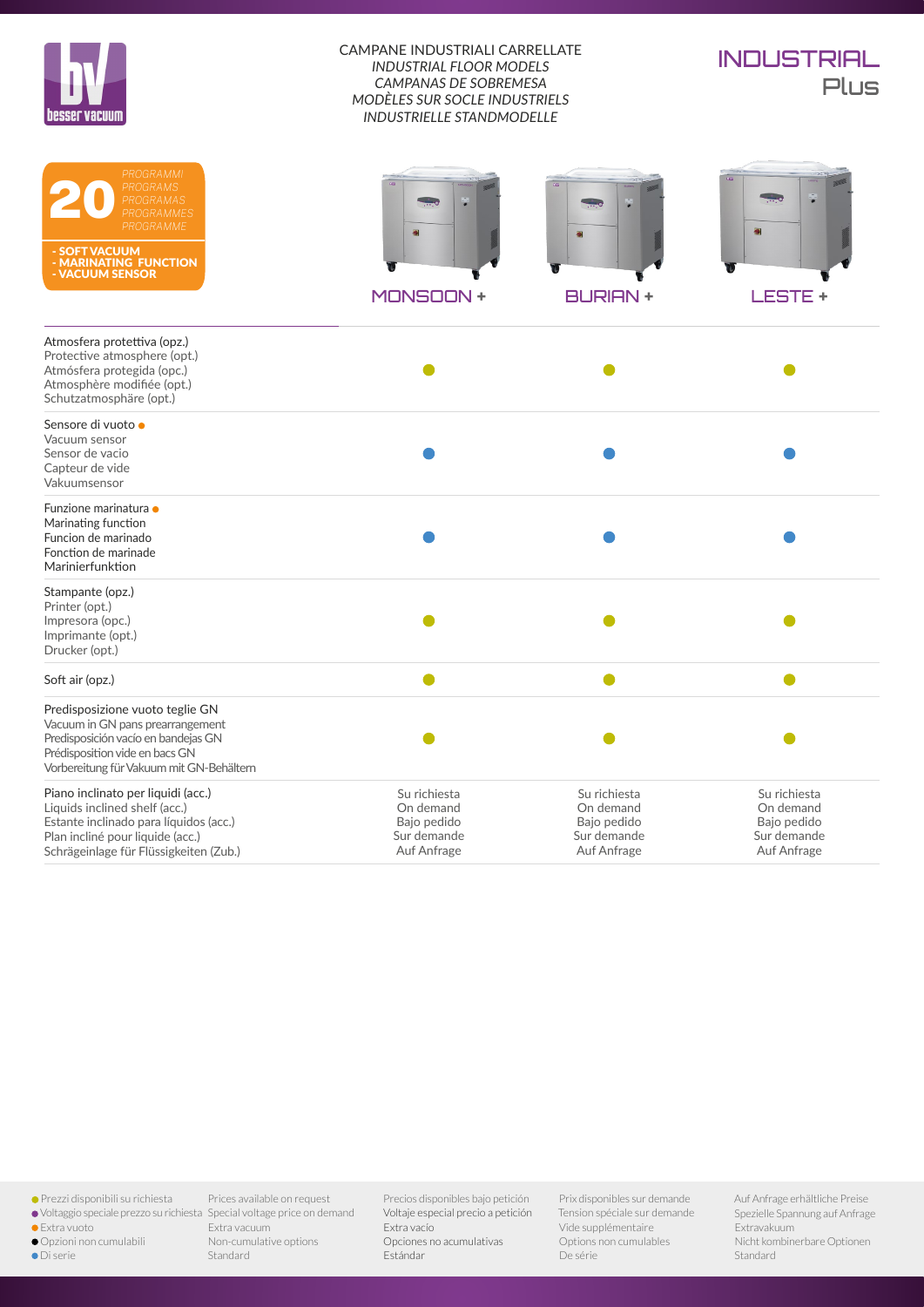CAMPANE INDUSTRIALI CARRELLATE
*INDUSTRIAL FLOOR MODELS*
*CAMPANAS DE SOBREMESA*
*MODÈLES SUR SOCLE INDUSTRIELS*
*INDUSTRIELLE STANDMODELLE*

# INDUSTRIAL Plus

**20** *PROGRAMMI PROGRAMS PROGRAMAS PROGRAMMES PROGRAMME*

- **SOFT VACUUM**
- **MARINATING FUNCTION**
- **VACUUM SENSOR**

| | MONSOON + | BURIAN + | LESTE + |
|---|---|---|---|
| Atmosfera protettiva (opz.) Protective atmosphere (opt.) Atmósfera protegida (opc.) Atmosphère modifiée (opt.) Schutzatmosphäre (opt.) | ● | ● | ● |
| Sensore di vuoto ● Vacuum sensor Sensor de vacio Capteur de vide Vakuumsensor | ● | ● | ● |
| Funzione marinatura ● Marinating function Funcion de marinado Fonction de marinade Marinierfunktion | ● | ● | ● |
| Stampante (opz.) Printer (opt.) Impresora (opc.) Imprimante (opt.) Drucker (opt.) | ● | ● | ● |
| Soft air (opz.) | ● | ● | ● |
| Predisposizione vuoto teglie GN Vacuum in GN pans prearrangement Predisposición vacío en bandejas GN Prédisposition vide en bacs GN Vorbereitung für Vakuum mit GN-Behältern | ● | ● | ● |
| Piano inclinato per liquidi (acc.) Liquids inclined shelf (acc.) Estante inclinado para líquidos (acc.) Plan incliné pour liquide (acc.) Schrägeinlage für Flüssigkeiten (Zub.) | Su richiesta On demand Bajo pedido Sur demande Auf Anfrage | Su richiesta On demand Bajo pedido Sur demande Auf Anfrage | Su richiesta On demand Bajo pedido Sur demande Auf Anfrage |

| | | | | |
|---|---|---|---|---|
| ● Prezzi disponibili su richiesta | Prices available on request | Precios disponibles bajo petición | Prix disponibles sur demande | Auf Anfrage erhältliche Preise |
| ● Voltaggio speciale prezzo su richiesta | Special voltage price on demand | Voltaje especial precio a petición | Tension spéciale sur demande | Spezielle Spannung auf Anfrage |
| ● Extra vuoto | Extra vacuum | Extra vacío | Vide supplémentaire | Extravakuum |
| ● Opzioni non cumulabili | Non-cumulative options | Opciones no acumulativas | Options non cumulables | Nicht kombinierbare Optionen |
| ● Di serie | Standard | Estándar | De série | Standard |